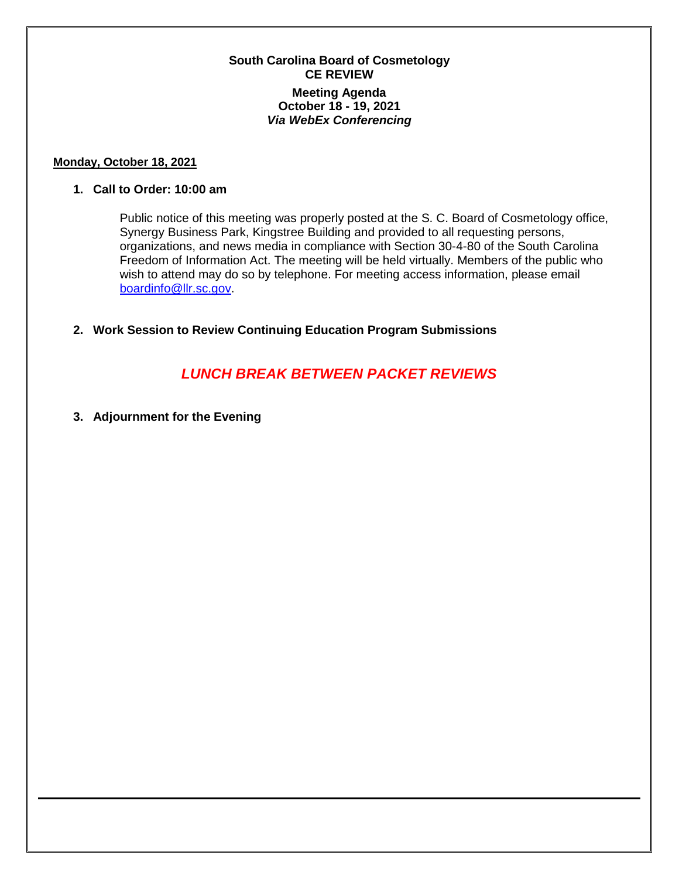**South Carolina Board of Cosmetology**
**CE REVIEW**

**Meeting Agenda**
**October 18 - 19, 2021**
***Via WebEx Conferencing***

**Monday, October 18, 2021**

1. **Call to Order: 10:00 am**

   Public notice of this meeting was properly posted at the S. C. Board of Cosmetology office, Synergy Business Park, Kingstree Building and provided to all requesting persons, organizations, and news media in compliance with Section 30-4-80 of the South Carolina Freedom of Information Act. The meeting will be held virtually. Members of the public who wish to attend may do so by telephone. For meeting access information, please email boardinfo@llr.sc.gov.

2. **Work Session to Review Continuing Education Program Submissions**

***LUNCH BREAK BETWEEN PACKET REVIEWS***

3. **Adjournment for the Evening**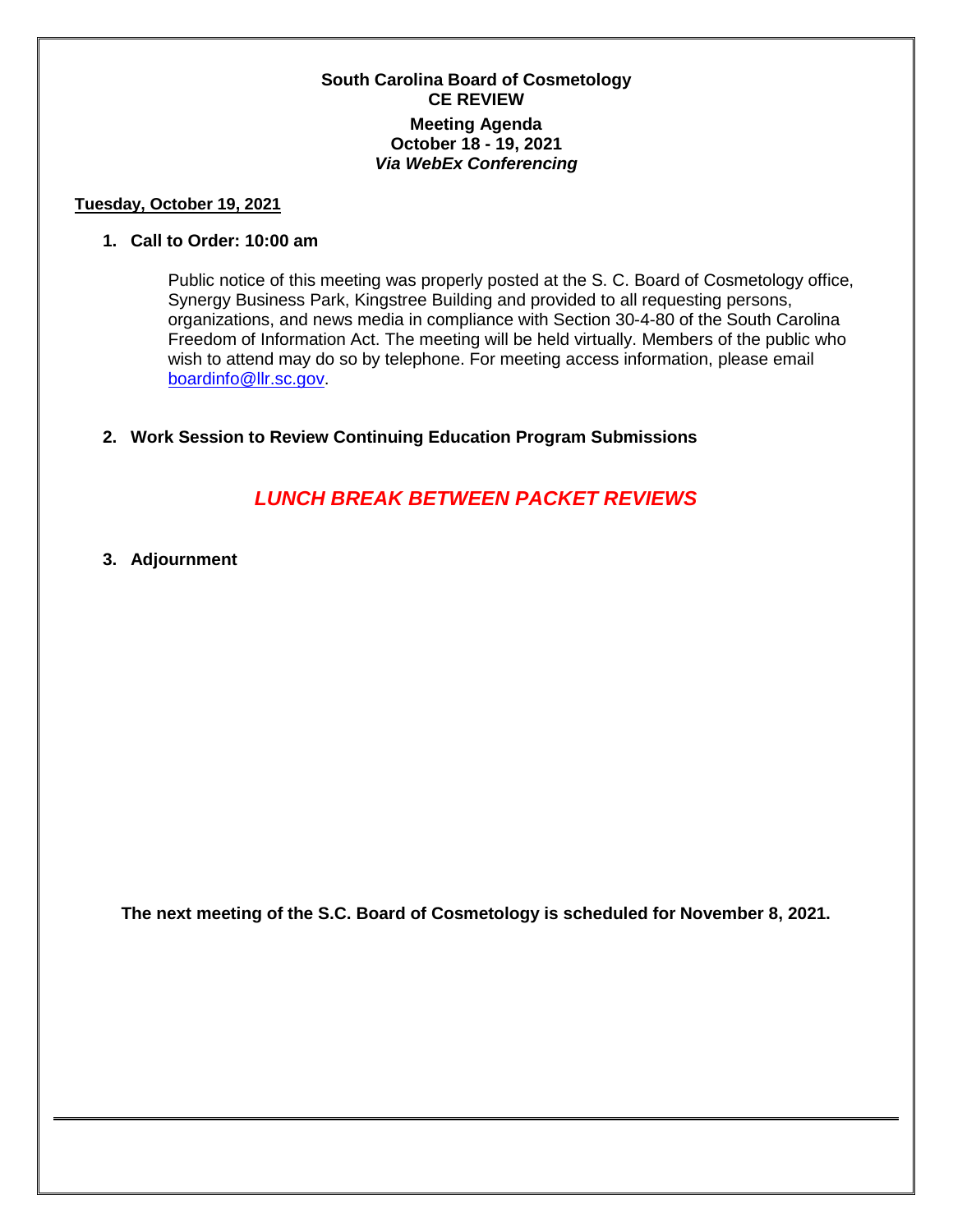**South Carolina Board of Cosmetology**
**CE REVIEW**
**Meeting Agenda**
**October 18 - 19, 2021**
***Via WebEx Conferencing***

**Tuesday, October 19, 2021**

1. **Call to Order: 10:00 am**

   Public notice of this meeting was properly posted at the S. C. Board of Cosmetology office, Synergy Business Park, Kingstree Building and provided to all requesting persons, organizations, and news media in compliance with Section 30-4-80 of the South Carolina Freedom of Information Act. The meeting will be held virtually. Members of the public who wish to attend may do so by telephone. For meeting access information, please email boardinfo@llr.sc.gov.

2. **Work Session to Review Continuing Education Program Submissions**

***LUNCH BREAK BETWEEN PACKET REVIEWS***

3. **Adjournment**

**The next meeting of the S.C. Board of Cosmetology is scheduled for November 8, 2021.**